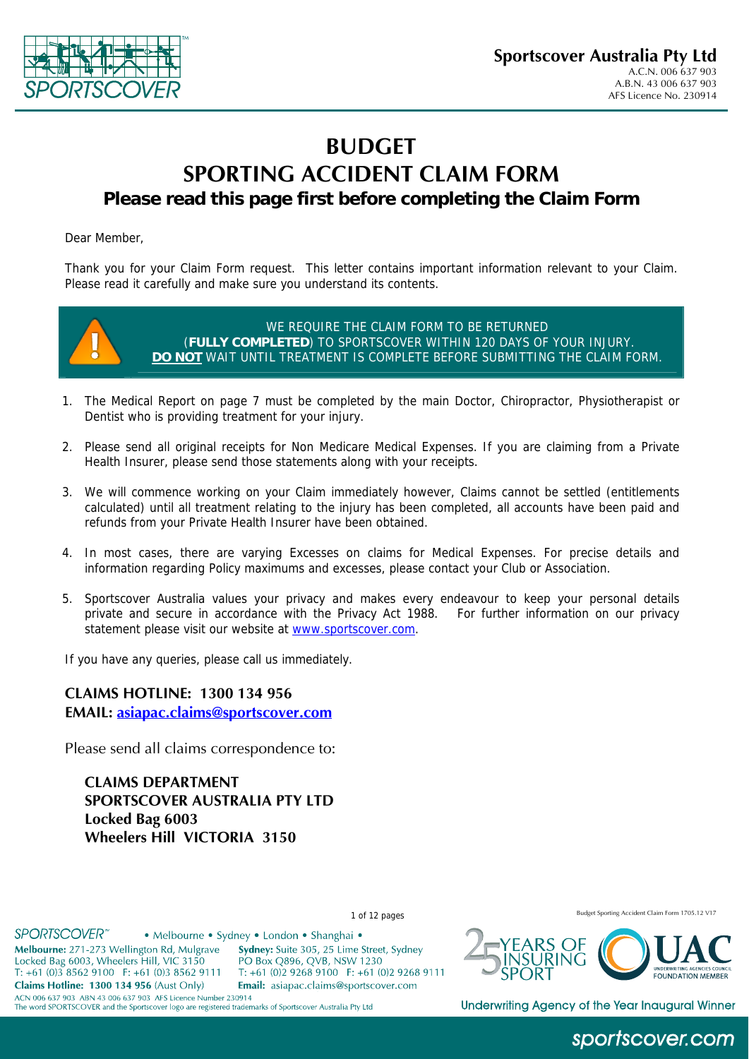**Sportscover Australia Pty Ltd**
A.C.N. 006 637 903
A.B.N. 43 006 637 903
AFS Licence No. 230914

# BUDGET
# SPORTING ACCIDENT CLAIM FORM
## Please read this page first before completing the Claim Form

Dear Member,

Thank you for your Claim Form request. This letter contains important information relevant to your Claim. Please read it carefully and make sure you understand its contents.

WE REQUIRE THE CLAIM FORM TO BE RETURNED (**FULLY COMPLETED**) TO SPORTSCOVER WITHIN 120 DAYS OF YOUR INJURY.
**DO NOT** WAIT UNTIL TREATMENT IS COMPLETE BEFORE SUBMITTING THE CLAIM FORM.

1. The Medical Report on page 7 must be completed by the main Doctor, Chiropractor, Physiotherapist or Dentist who is providing treatment for your injury.
2. Please send all original receipts for Non Medicare Medical Expenses. If you are claiming from a Private Health Insurer, please send those statements along with your receipts.
3. We will commence working on your Claim immediately however, Claims cannot be settled (entitlements calculated) until all treatment relating to the injury has been completed, all accounts have been paid and refunds from your Private Health Insurer have been obtained.
4. In most cases, there are varying Excesses on claims for Medical Expenses. For precise details and information regarding Policy maximums and excesses, please contact your Club or Association.
5. Sportscover Australia values your privacy and makes every endeavour to keep your personal details private and secure in accordance with the Privacy Act 1988. For further information on our privacy statement please visit our website at www.sportscover.com.

If you have any queries, please call us immediately.

**CLAIMS HOTLINE: 1300 134 956**
**EMAIL: asiapac.claims@sportscover.com**

Please send all claims correspondence to:

**CLAIMS DEPARTMENT**
**SPORTSCOVER AUSTRALIA PTY LTD**
**Locked Bag 6003**
**Wheelers Hill VICTORIA 3150**

SPORTSCOVER™ • Melbourne • Sydney • London • Shanghai •

**Melbourne:** 271-273 Wellington Rd, Mulgrave
Locked Bag 6003, Wheelers Hill, VIC 3150
T: +61 (0)3 8562 9100 F: +61 (0)3 8562 9111
**Claims Hotline: 1300 134 956** (Aust Only)

**Sydney:** Suite 305, 25 Lime Street, Sydney
PO Box Q896, QVB, NSW 1230
T: +61 (0)2 9268 9100 F: +61 (0)2 9268 9111
**Email:** asiapac.claims@sportscover.com

ACN 006 637 903 ABN 43 006 637 903 AFS Licence Number 230914
The word SPORTSCOVER and the Sportscover logo are registered trademarks of Sportscover Australia Pty Ltd

Budget Sporting Accident Claim Form 1705.12 V17

25 YEARS OF INSURING SPORT
UAC UNDERWRITING AGENCIES COUNCIL FOUNDATION MEMBER
Underwriting Agency of the Year Inaugural Winner

sportscover.com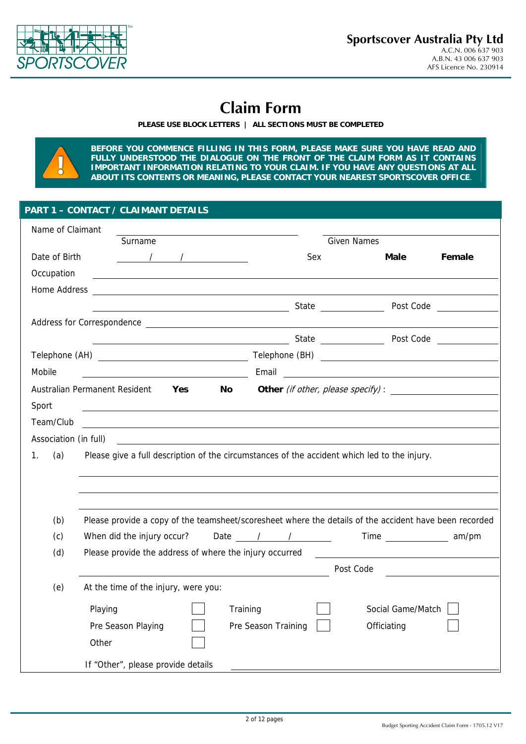**Sportscover Australia Pty Ltd**
A.C.N. 006 637 903
A.B.N. 43 006 637 903
AFS Licence No. 230914

# Claim Form

**PLEASE USE BLOCK LETTERS | ALL SECTIONS MUST BE COMPLETED**

**BEFORE YOU COMMENCE FILLING IN THIS FORM, PLEASE MAKE SURE YOU HAVE READ AND FULLY UNDERSTOOD THE DIALOGUE ON THE FRONT OF THE CLAIM FORM AS IT CONTAINS IMPORTANT INFORMATION RELATING TO YOUR CLAIM. IF YOU HAVE ANY QUESTIONS AT ALL ABOUT ITS CONTENTS OR MEANING, PLEASE CONTACT YOUR NEAREST SPORTSCOVER OFFICE.**

## PART 1 – CONTACT / CLAIMANT DETAILS

Name of Claimant ____________________ ____________________
Surname Given Names

Date of Birth ____ / ____ / ________ Sex **Male** **Female**

Occupation ________________________________________

Home Address ________________________________________

________________________ State __________ Post Code __________

Address for Correspondence ________________________________________

________________________ State __________ Post Code __________

Telephone (AH) ____________________ Telephone (BH) ____________________

Mobile ____________________ Email ____________________

Australian Permanent Resident **Yes** **No** **Other** *(if other, please specify)* : ____________________

Sport ________________________________________

Team/Club ________________________________________

Association (in full) ________________________________________

1. (a) Please give a full description of the circumstances of the accident which led to the injury.

________________________________________

________________________________________

________________________________________

(b) Please provide a copy of the teamsheet/scoresheet where the details of the accident have been recorded

(c) When did the injury occur? Date ____ / ____ / ________ Time __________ am/pm

(d) Please provide the address of where the injury occurred ________________________________________

________________________________________ Post Code __________

(e) At the time of the injury, were you:

| | | | | | |
|---|---|---|---|---|---|
| Playing | ☐ | Training | ☐ | Social Game/Match | ☐ |
| Pre Season Playing | ☐ | Pre Season Training | ☐ | Officiating | ☐ |
| Other | ☐ | | | | |

If "Other", please provide details ________________________________________

Budget Sporting Accident Claim Form - 1705.12 V17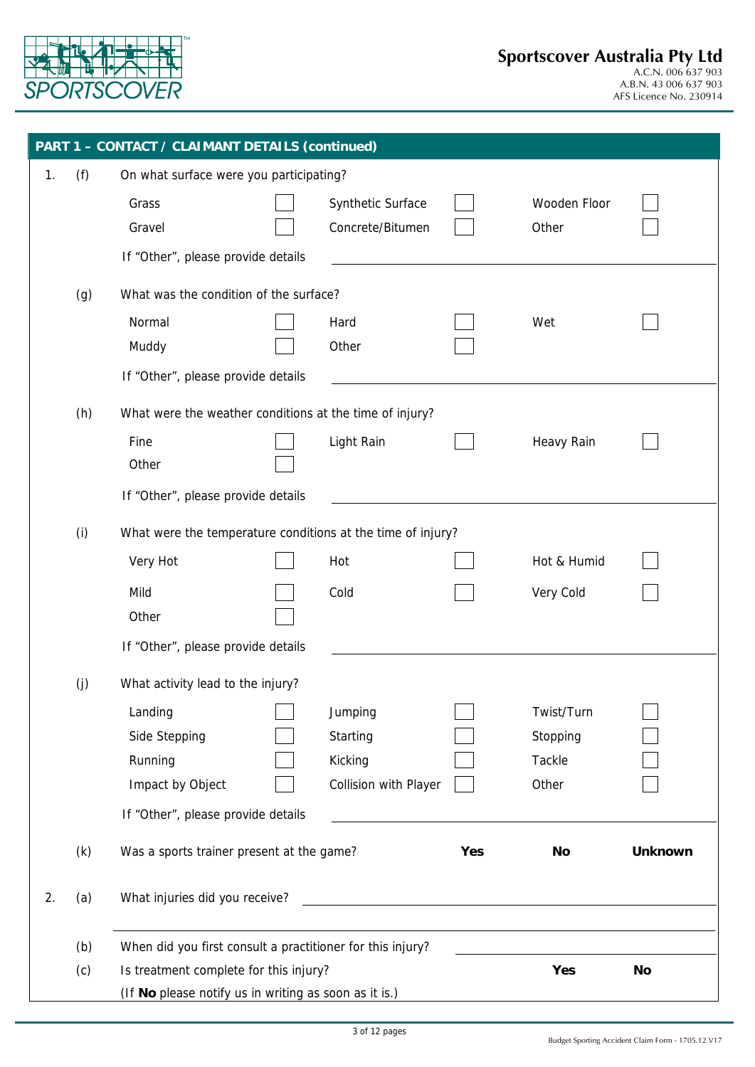## PART 1 – CONTACT / CLAIMANT DETAILS (continued)

1. (f) On what surface were you participating?

| | | | | | |
|---|---|---|---|---|---|
| Grass | ☐ | Synthetic Surface | ☐ | Wooden Floor | ☐ |
| Gravel | ☐ | Concrete/Bitumen | ☐ | Other | ☐ |

If "Other", please provide details \_\_\_\_\_\_\_\_\_\_\_\_\_\_\_\_\_\_\_\_

(g) What was the condition of the surface?

| | | | | | |
|---|---|---|---|---|---|
| Normal | ☐ | Hard | ☐ | Wet | ☐ |
| Muddy | ☐ | Other | ☐ | | |

If "Other", please provide details \_\_\_\_\_\_\_\_\_\_\_\_\_\_\_\_\_\_\_\_

(h) What were the weather conditions at the time of injury?

| | | | | | |
|---|---|---|---|---|---|
| Fine | ☐ | Light Rain | ☐ | Heavy Rain | ☐ |
| Other | ☐ | | | | |

If "Other", please provide details \_\_\_\_\_\_\_\_\_\_\_\_\_\_\_\_\_\_\_\_

(i) What were the temperature conditions at the time of injury?

| | | | | | |
|---|---|---|---|---|---|
| Very Hot | ☐ | Hot | ☐ | Hot & Humid | ☐ |
| Mild | ☐ | Cold | ☐ | Very Cold | ☐ |
| Other | ☐ | | | | |

If "Other", please provide details \_\_\_\_\_\_\_\_\_\_\_\_\_\_\_\_\_\_\_\_

(j) What activity lead to the injury?

| | | | | | |
|---|---|---|---|---|---|
| Landing | ☐ | Jumping | ☐ | Twist/Turn | ☐ |
| Side Stepping | ☐ | Starting | ☐ | Stopping | ☐ |
| Running | ☐ | Kicking | ☐ | Tackle | ☐ |
| Impact by Object | ☐ | Collision with Player | ☐ | Other | ☐ |

If "Other", please provide details \_\_\_\_\_\_\_\_\_\_\_\_\_\_\_\_\_\_\_\_

(k) Was a sports trainer present at the game? **Yes** **No** **Unknown**

2. (a) What injuries did you receive? \_\_\_\_\_\_\_\_\_\_\_\_\_\_\_\_\_\_\_\_

\_\_\_\_\_\_\_\_\_\_\_\_\_\_\_\_\_\_\_\_\_\_\_\_\_\_\_\_\_\_\_\_\_\_\_\_\_\_\_\_

(b) When did you first consult a practitioner for this injury? \_\_\_\_\_\_\_\_\_\_\_\_\_\_\_\_\_\_\_\_

(c) Is treatment complete for this injury? **Yes** **No**

(If **No** please notify us in writing as soon as it is.)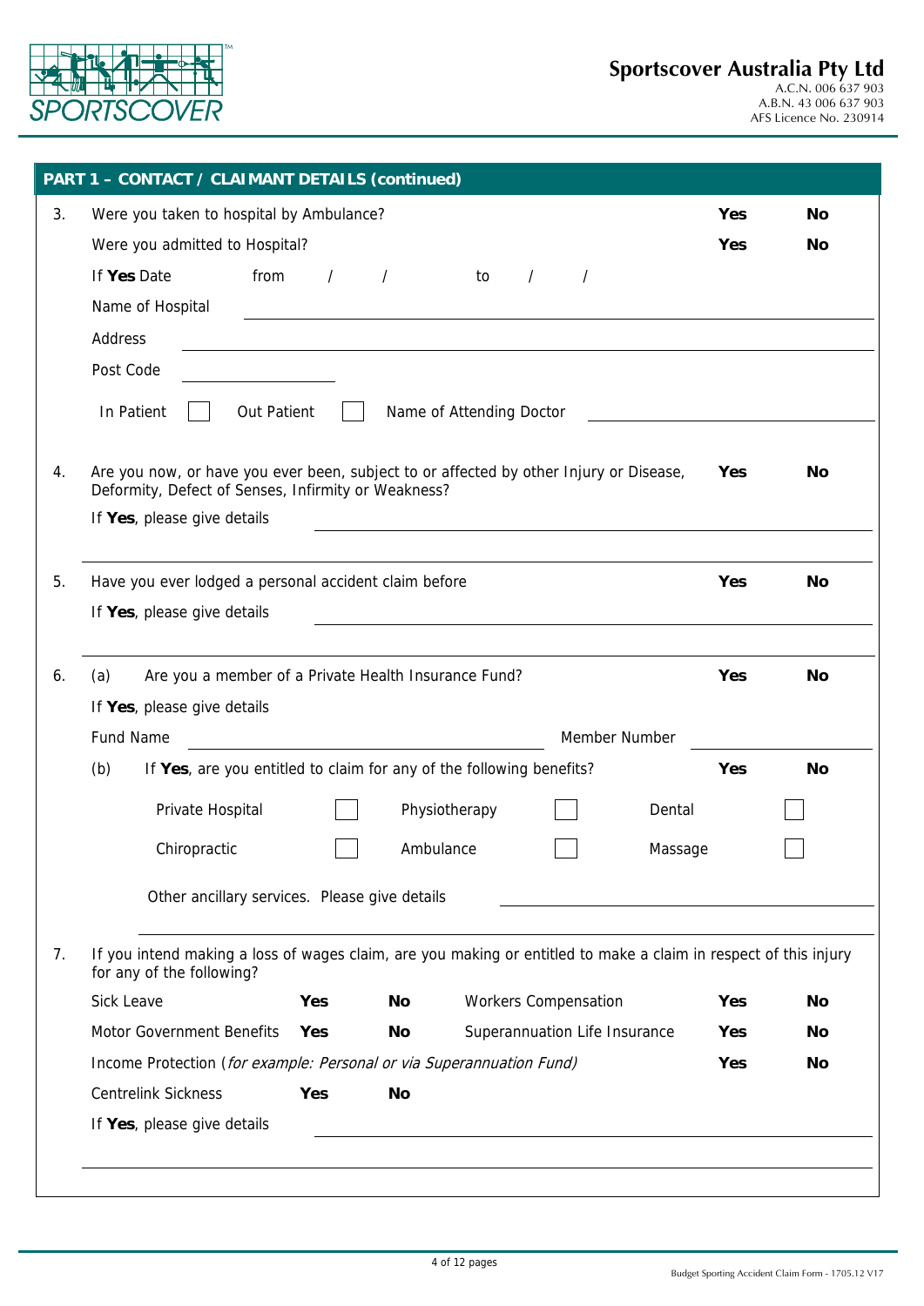## PART 1 – CONTACT / CLAIMANT DETAILS (continued)

3. Were you taken to hospital by Ambulance? **Yes** **No**

   Were you admitted to Hospital? **Yes** **No**

   If **Yes** Date from / / to / /

   Name of Hospital ____________________

   Address ____________________

   Post Code ____________________

   In Patient ☐ Out Patient ☐ Name of Attending Doctor ____________________

4. Are you now, or have you ever been, subject to or affected by other Injury or Disease, Deformity, Defect of Senses, Infirmity or Weakness? **Yes** **No**

   If **Yes**, please give details ____________________

5. Have you ever lodged a personal accident claim before **Yes** **No**

   If **Yes**, please give details ____________________

6. (a) Are you a member of a Private Health Insurance Fund? **Yes** **No**

   If **Yes**, please give details

   Fund Name ____________________ Member Number ____________________

   (b) If **Yes**, are you entitled to claim for any of the following benefits? **Yes** **No**

   | | | | | | |
   |---|---|---|---|---|---|
   | Private Hospital | ☐ | Physiotherapy | ☐ | Dental | ☐ |
   | Chiropractic | ☐ | Ambulance | ☐ | Massage | ☐ |

   Other ancillary services. Please give details ____________________

7. If you intend making a loss of wages claim, are you making or entitled to make a claim in respect of this injury for any of the following?

   | | | | | | |
   |---|---|---|---|---|---|
   | Sick Leave | **Yes** | **No** | Workers Compensation | **Yes** | **No** |
   | Motor Government Benefits | **Yes** | **No** | Superannuation Life Insurance | **Yes** | **No** |

   Income Protection (*for example: Personal or via Superannuation Fund*) **Yes** **No**

   Centrelink Sickness **Yes** **No**

   If **Yes**, please give details ____________________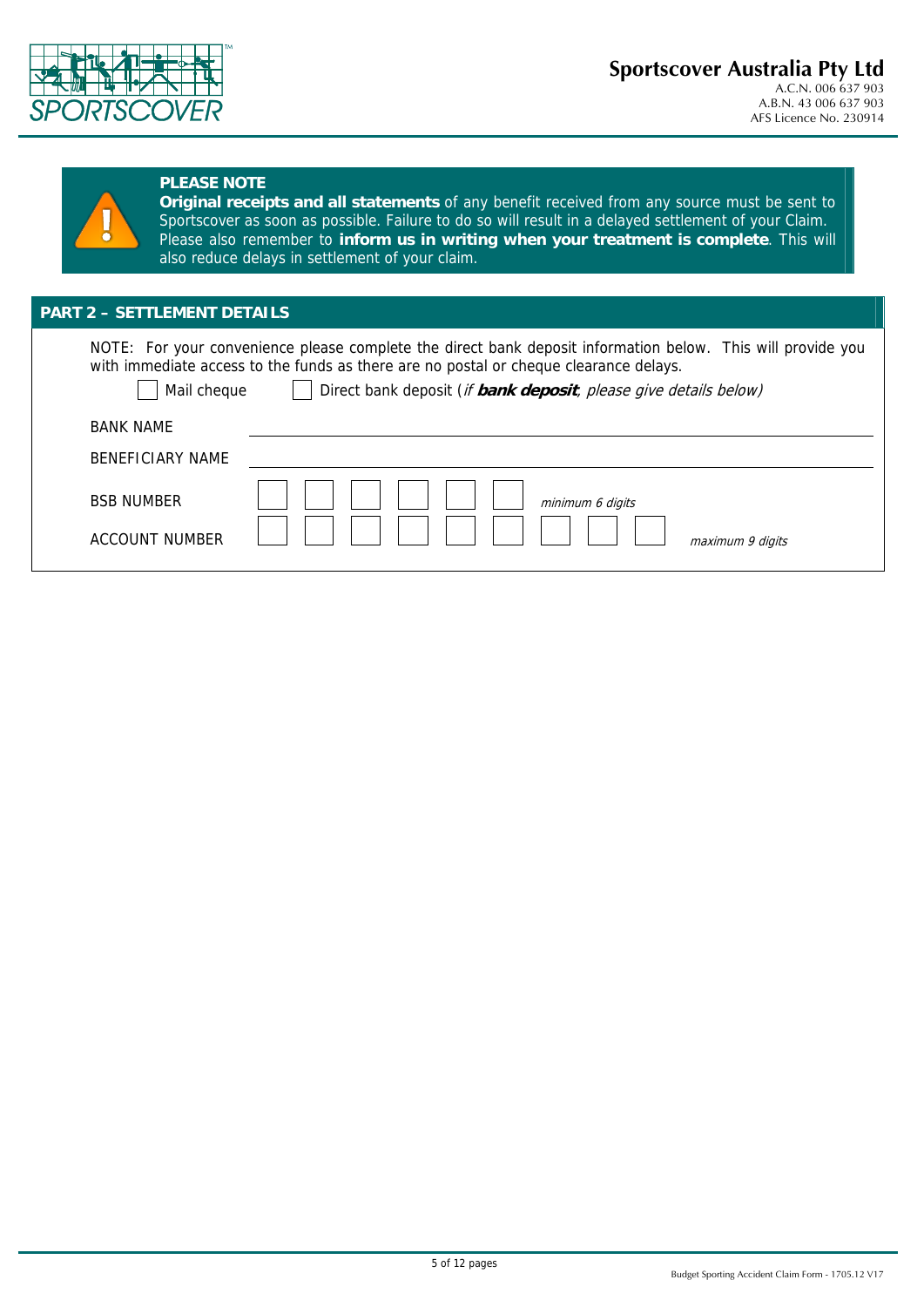**Sportscover Australia Pty Ltd**
A.C.N. 006 637 903
A.B.N. 43 006 637 903
AFS Licence No. 230914

**PLEASE NOTE**

**Original receipts and all statements** of any benefit received from any source must be sent to Sportscover as soon as possible. Failure to do so will result in a delayed settlement of your Claim. Please also remember to **inform us in writing when your treatment is complete**. This will also reduce delays in settlement of your claim.

## PART 2 – SETTLEMENT DETAILS

NOTE: For your convenience please complete the direct bank deposit information below. This will provide you with immediate access to the funds as there are no postal or cheque clearance delays.

☐ Mail cheque ☐ Direct bank deposit (*if **bank deposit**, please give details below)*

BANK NAME ______________________________

BENEFICIARY NAME ______________________________

BSB NUMBER ☐☐☐☐☐☐ *minimum 6 digits*

ACCOUNT NUMBER ☐☐☐☐☐☐☐☐☐ *maximum 9 digits*

Budget Sporting Accident Claim Form - 1705.12 V17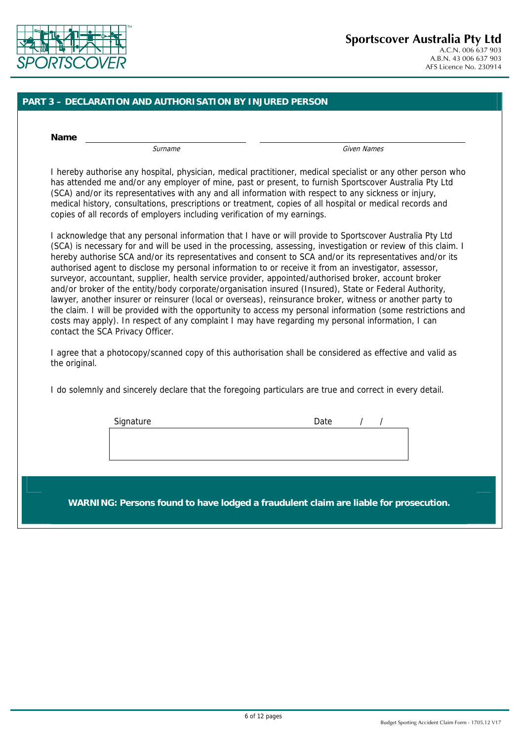**Sportscover Australia Pty Ltd**
A.C.N. 006 637 903
A.B.N. 43 006 637 903
AFS Licence No. 230914

## PART 3 – DECLARATION AND AUTHORISATION BY INJURED PERSON

**Name** ______________________ ______________________
*Surname* *Given Names*

I hereby authorise any hospital, physician, medical practitioner, medical specialist or any other person who has attended me and/or any employer of mine, past or present, to furnish Sportscover Australia Pty Ltd (SCA) and/or its representatives with any and all information with respect to any sickness or injury, medical history, consultations, prescriptions or treatment, copies of all hospital or medical records and copies of all records of employers including verification of my earnings.

I acknowledge that any personal information that I have or will provide to Sportscover Australia Pty Ltd (SCA) is necessary for and will be used in the processing, assessing, investigation or review of this claim. I hereby authorise SCA and/or its representatives and consent to SCA and/or its representatives and/or its authorised agent to disclose my personal information to or receive it from an investigator, assessor, surveyor, accountant, supplier, health service provider, appointed/authorised broker, account broker and/or broker of the entity/body corporate/organisation insured (Insured), State or Federal Authority, lawyer, another insurer or reinsurer (local or overseas), reinsurance broker, witness or another party to the claim. I will be provided with the opportunity to access my personal information (some restrictions and costs may apply). In respect of any complaint I may have regarding my personal information, I can contact the SCA Privacy Officer.

I agree that a photocopy/scanned copy of this authorisation shall be considered as effective and valid as the original.

I do solemnly and sincerely declare that the foregoing particulars are true and correct in every detail.

Signature ______________________ Date ___ / ___ / ___

**WARNING: Persons found to have lodged a fraudulent claim are liable for prosecution.**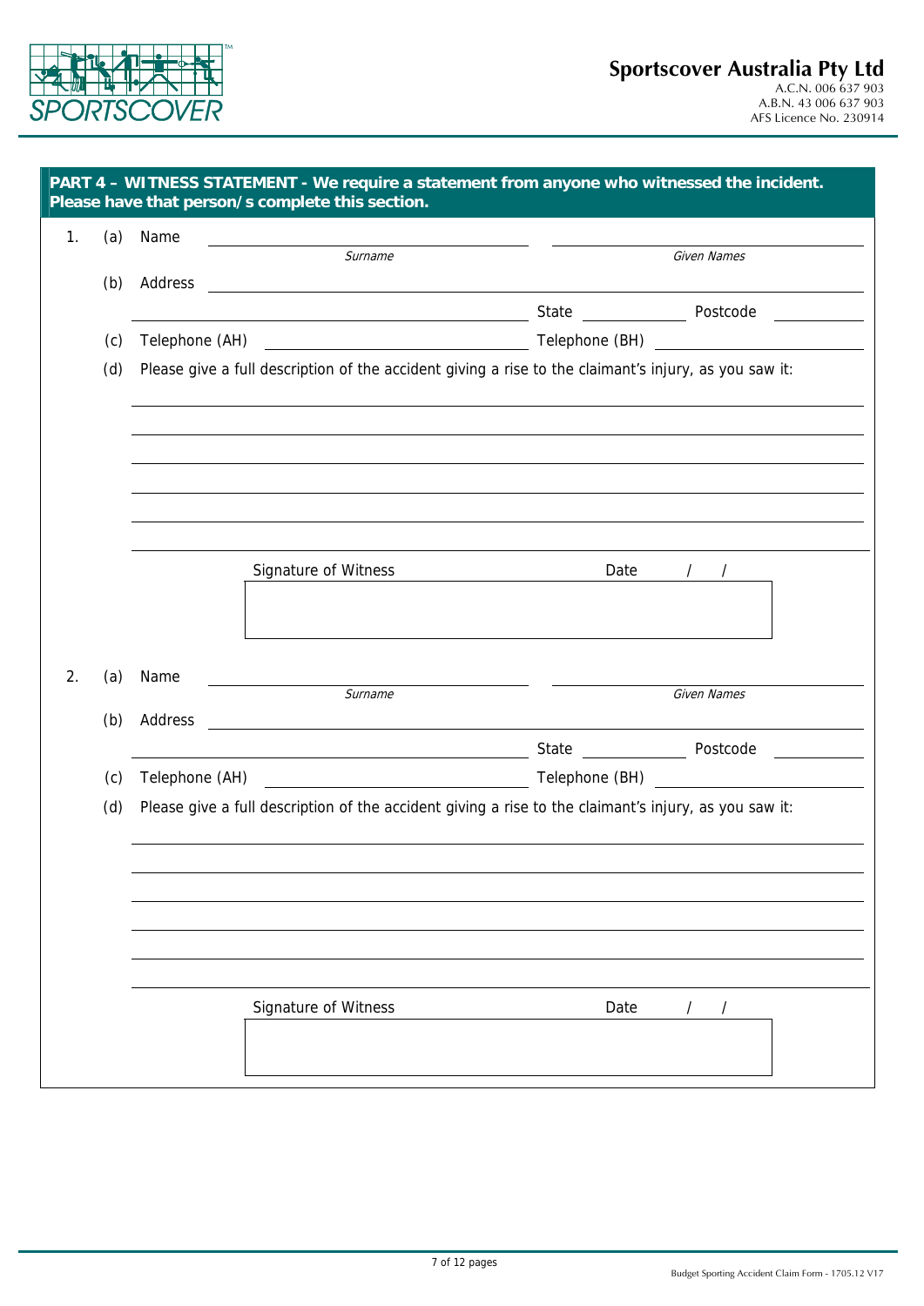**Sportscover Australia Pty Ltd**
A.C.N. 006 637 903
A.B.N. 43 006 637 903
AFS Licence No. 230914

## PART 4 – WITNESS STATEMENT - We require a statement from anyone who witnessed the incident. Please have that person/s complete this section.

1. (a) Name ______________________ ______________________
   *Surname* *Given Names*

   (b) Address ______________________________________________
   ______________________ State __________ Postcode __________

   (c) Telephone (AH) ______________________ Telephone (BH) ______________________

   (d) Please give a full description of the accident giving a rise to the claimant's injury, as you saw it:

   ______________________________________________
   ______________________________________________
   ______________________________________________
   ______________________________________________
   ______________________________________________
   ______________________________________________

   Signature of Witness ______________________ Date / /

2. (a) Name ______________________ ______________________
   *Surname* *Given Names*

   (b) Address ______________________________________________
   ______________________ State __________ Postcode __________

   (c) Telephone (AH) ______________________ Telephone (BH) ______________________

   (d) Please give a full description of the accident giving a rise to the claimant's injury, as you saw it:

   ______________________________________________
   ______________________________________________
   ______________________________________________
   ______________________________________________
   ______________________________________________
   ______________________________________________

   Signature of Witness ______________________ Date / /

Budget Sporting Accident Claim Form - 1705.12 V17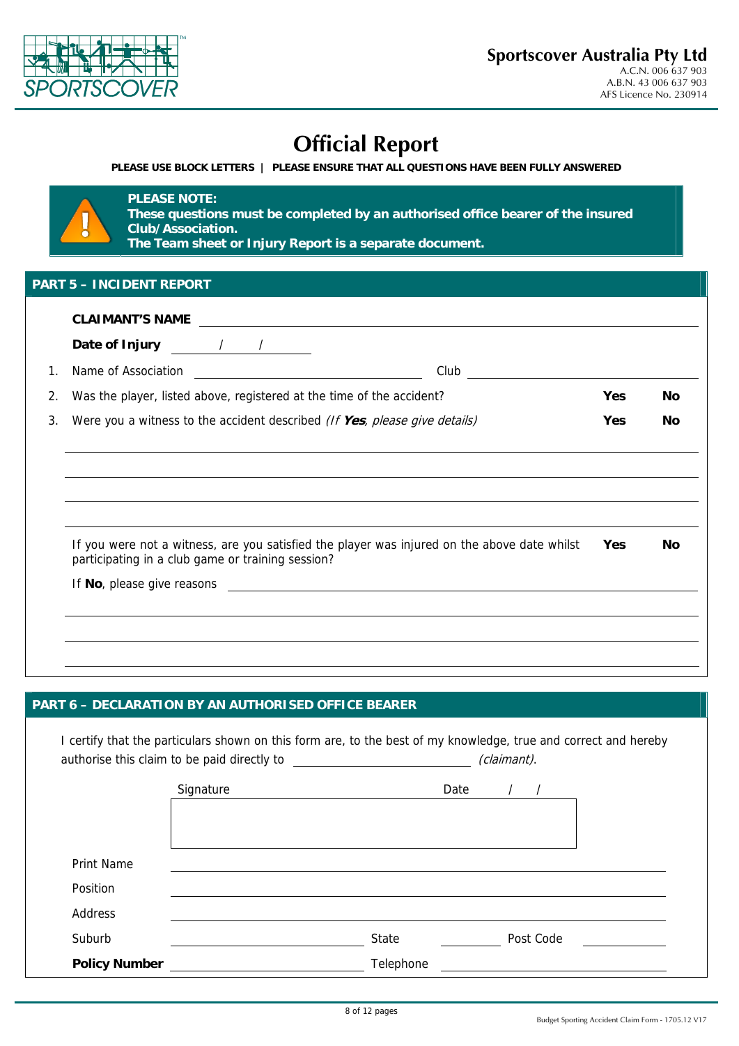**Sportscover Australia Pty Ltd**
A.C.N. 006 637 903
A.B.N. 43 006 637 903
AFS Licence No. 230914

# Official Report

**PLEASE USE BLOCK LETTERS | PLEASE ENSURE THAT ALL QUESTIONS HAVE BEEN FULLY ANSWERED**

> **PLEASE NOTE:**
> **These questions must be completed by an authorised office bearer of the insured Club/Association.**
> **The Team sheet or Injury Report is a separate document.**

## PART 5 – INCIDENT REPORT

**CLAIMANT'S NAME** ______________________________

**Date of Injury** ____/____/____

1. Name of Association ______________________ Club ______________________
2. Was the player, listed above, registered at the time of the accident? **Yes** **No**
3. Were you a witness to the accident described *(If **Yes**, please give details)* **Yes** **No**

______________________________

______________________________

______________________________

______________________________

If you were not a witness, are you satisfied the player was injured on the above date whilst participating in a club game or training session? **Yes** **No**

If **No**, please give reasons ______________________________

______________________________

______________________________

______________________________

## PART 6 – DECLARATION BY AN AUTHORISED OFFICE BEARER

I certify that the particulars shown on this form are, to the best of my knowledge, true and correct and hereby authorise this claim to be paid directly to ______________________ *(claimant)*.

Signature ______________________ Date ____/____/____

Print Name ______________________________

Position ______________________________

Address ______________________________

Suburb ______________________ State ____________ Post Code ____________

**Policy Number** ______________________ Telephone ______________________

Budget Sporting Accident Claim Form - 1705.12 V17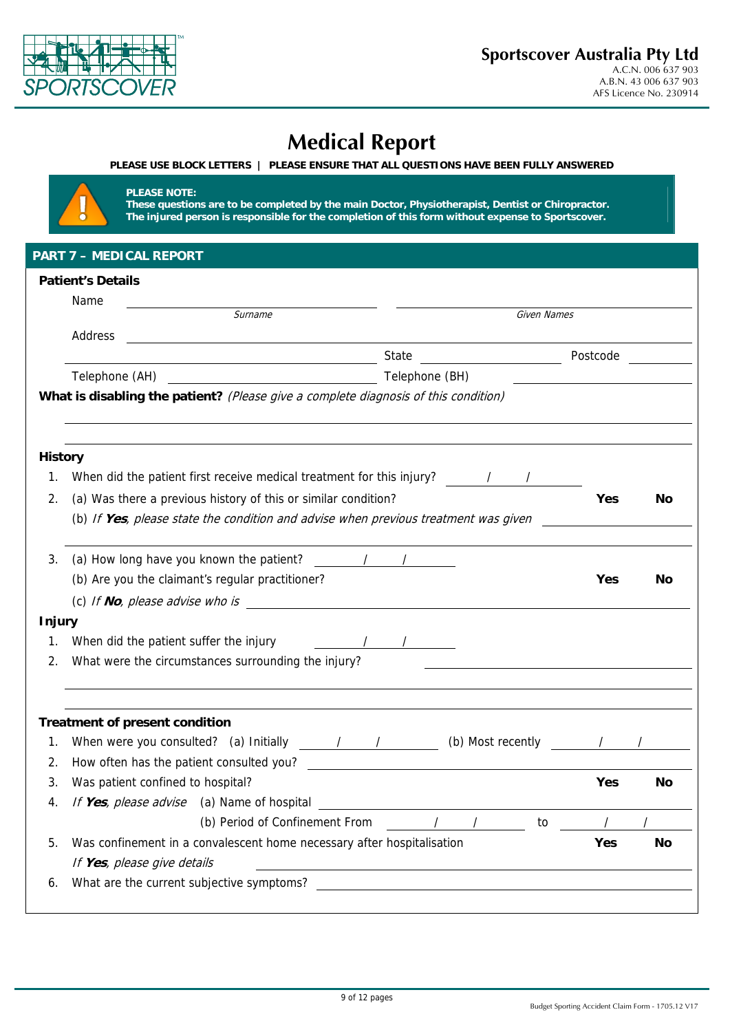Sportscover Australia Pty Ltd
A.C.N. 006 637 903
A.B.N. 43 006 637 903
AFS Licence No. 230914

# Medical Report

**PLEASE USE BLOCK LETTERS | PLEASE ENSURE THAT ALL QUESTIONS HAVE BEEN FULLY ANSWERED**

**PLEASE NOTE:**
**These questions are to be completed by the main Doctor, Physiotherapist, Dentist or Chiropractor.**
**The injured person is responsible for the completion of this form without expense to Sportscover.**

## PART 7 – MEDICAL REPORT

### Patient's Details

Name ______________________ ______________________
*Surname* *Given Names*

Address ______________________________________________

______________________ State ____________ Postcode ________

Telephone (AH) ______________________ Telephone (BH) ______________________

**What is disabling the patient?** *(Please give a complete diagnosis of this condition)*

______________________________________________

______________________________________________

### History

1. When did the patient first receive medical treatment for this injury? ____ / ____ / ____
2. (a) Was there a previous history of this or similar condition? **Yes** **No**
   (b) *If **Yes**, please state the condition and advise when previous treatment was given* ______________________

   ______________________________________________
3. (a) How long have you known the patient? ____ / ____ / ____
   (b) Are you the claimant's regular practitioner? **Yes** **No**
   (c) *If **No**, please advise who is* ______________________

### Injury

1. When did the patient suffer the injury ____ / ____ / ____
2. What were the circumstances surrounding the injury? ______________________

   ______________________________________________

   ______________________________________________

### Treatment of present condition

1. When were you consulted? (a) Initially ____ / ____ / ____ (b) Most recently ____ / ____ / ____
2. How often has the patient consulted you? ______________________
3. Was patient confined to hospital? **Yes** **No**
4. *If **Yes**, please advise* (a) Name of hospital ______________________
   (b) Period of Confinement From ____ / ____ / ____ to ____ / ____ / ____
5. Was confinement in a convalescent home necessary after hospitalisation **Yes** **No**
   *If **Yes**, please give details* ______________________
6. What are the current subjective symptoms? ______________________

Budget Sporting Accident Claim Form - 1705.12 V17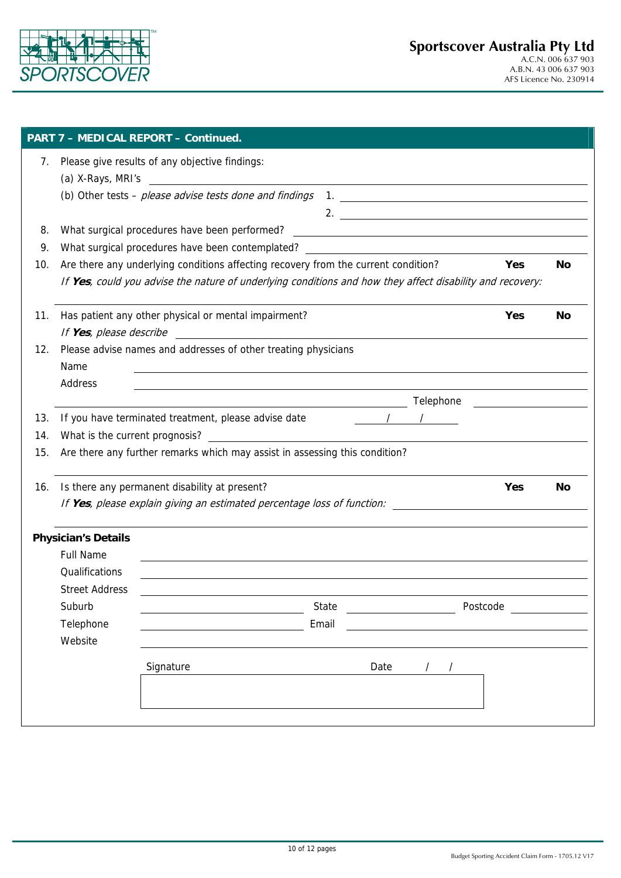**Sportscover Australia Pty Ltd**
A.C.N. 006 637 903
A.B.N. 43 006 637 903
AFS Licence No. 230914

## PART 7 – MEDICAL REPORT – Continued.

7. Please give results of any objective findings:
   (a) X-Rays, MRI's ____________________
   (b) Other tests – *please advise tests done and findings* 1. ____________________
   2. ____________________
8. What surgical procedures have been performed? ____________________
9. What surgical procedures have been contemplated? ____________________
10. Are there any underlying conditions affecting recovery from the current condition? **Yes** **No**
    *If **Yes**, could you advise the nature of underlying conditions and how they affect disability and recovery:*
    ____________________
11. Has patient any other physical or mental impairment? **Yes** **No**
    *If **Yes**, please describe* ____________________
12. Please advise names and addresses of other treating physicians
    Name ____________________
    Address ____________________
    ____________________ Telephone ____________________
13. If you have terminated treatment, please advise date ____ / ____ / ____
14. What is the current prognosis? ____________________
15. Are there any further remarks which may assist in assessing this condition?
    ____________________
16. Is there any permanent disability at present? **Yes** **No**
    *If **Yes**, please explain giving an estimated percentage loss of function:* ____________________
    ____________________

**Physician's Details**

Full Name ____________________
Qualifications ____________________
Street Address ____________________
Suburb ____________________ State ____________________ Postcode ____________________
Telephone ____________________ Email ____________________
Website ____________________

Signature ____________________ Date ____ / ____ / ____

Budget Sporting Accident Claim Form - 1705.12 V17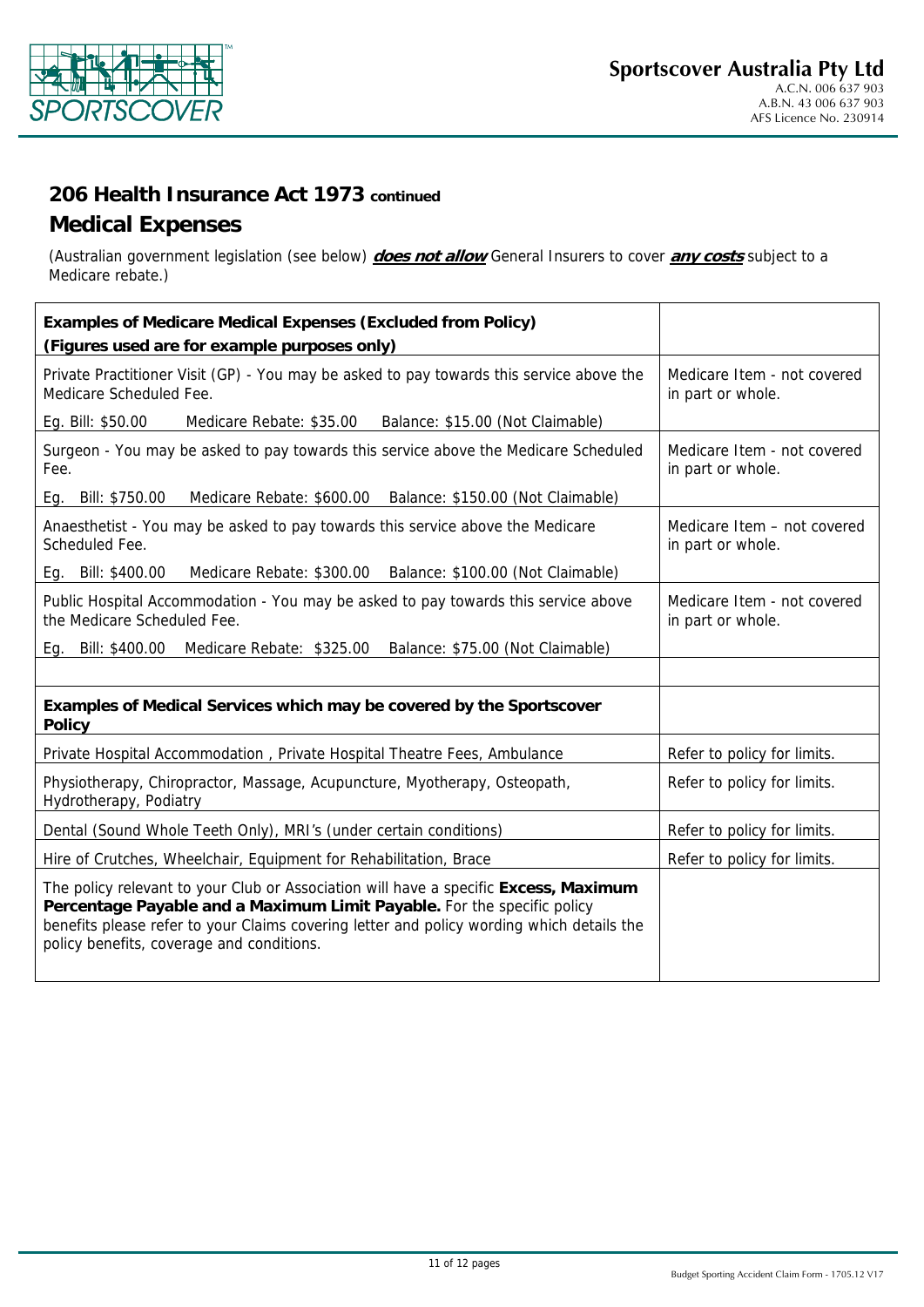## 206 Health Insurance Act 1973 continued

## Medical Expenses

(Australian government legislation (see below) ***does not allow*** General Insurers to cover ***any costs*** subject to a Medicare rebate.)

| **Examples of Medicare Medical Expenses (Excluded from Policy)** **(Figures used are for example purposes only)** | |
|---|---|
| Private Practitioner Visit (GP) - You may be asked to pay towards this service above the Medicare Scheduled Fee. Eg. Bill: $50.00 Medicare Rebate: $35.00 Balance: $15.00 (Not Claimable) | Medicare Item - not covered in part or whole. |
| Surgeon - You may be asked to pay towards this service above the Medicare Scheduled Fee. Eg. Bill: $750.00 Medicare Rebate: $600.00 Balance: $150.00 (Not Claimable) | Medicare Item - not covered in part or whole. |
| Anaesthetist - You may be asked to pay towards this service above the Medicare Scheduled Fee. Eg. Bill: $400.00 Medicare Rebate: $300.00 Balance: $100.00 (Not Claimable) | Medicare Item – not covered in part or whole. |
| Public Hospital Accommodation - You may be asked to pay towards this service above the Medicare Scheduled Fee. Eg. Bill: $400.00 Medicare Rebate: $325.00 Balance: $75.00 (Not Claimable) | Medicare Item - not covered in part or whole. |
| | |
| **Examples of Medical Services which may be covered by the Sportscover Policy** | |
| Private Hospital Accommodation , Private Hospital Theatre Fees, Ambulance | Refer to policy for limits. |
| Physiotherapy, Chiropractor, Massage, Acupuncture, Myotherapy, Osteopath, Hydrotherapy, Podiatry | Refer to policy for limits. |
| Dental (Sound Whole Teeth Only), MRI's (under certain conditions) | Refer to policy for limits. |
| Hire of Crutches, Wheelchair, Equipment for Rehabilitation, Brace | Refer to policy for limits. |
| The policy relevant to your Club or Association will have a specific **Excess, Maximum Percentage Payable and a Maximum Limit Payable.** For the specific policy benefits please refer to your Claims covering letter and policy wording which details the policy benefits, coverage and conditions. | |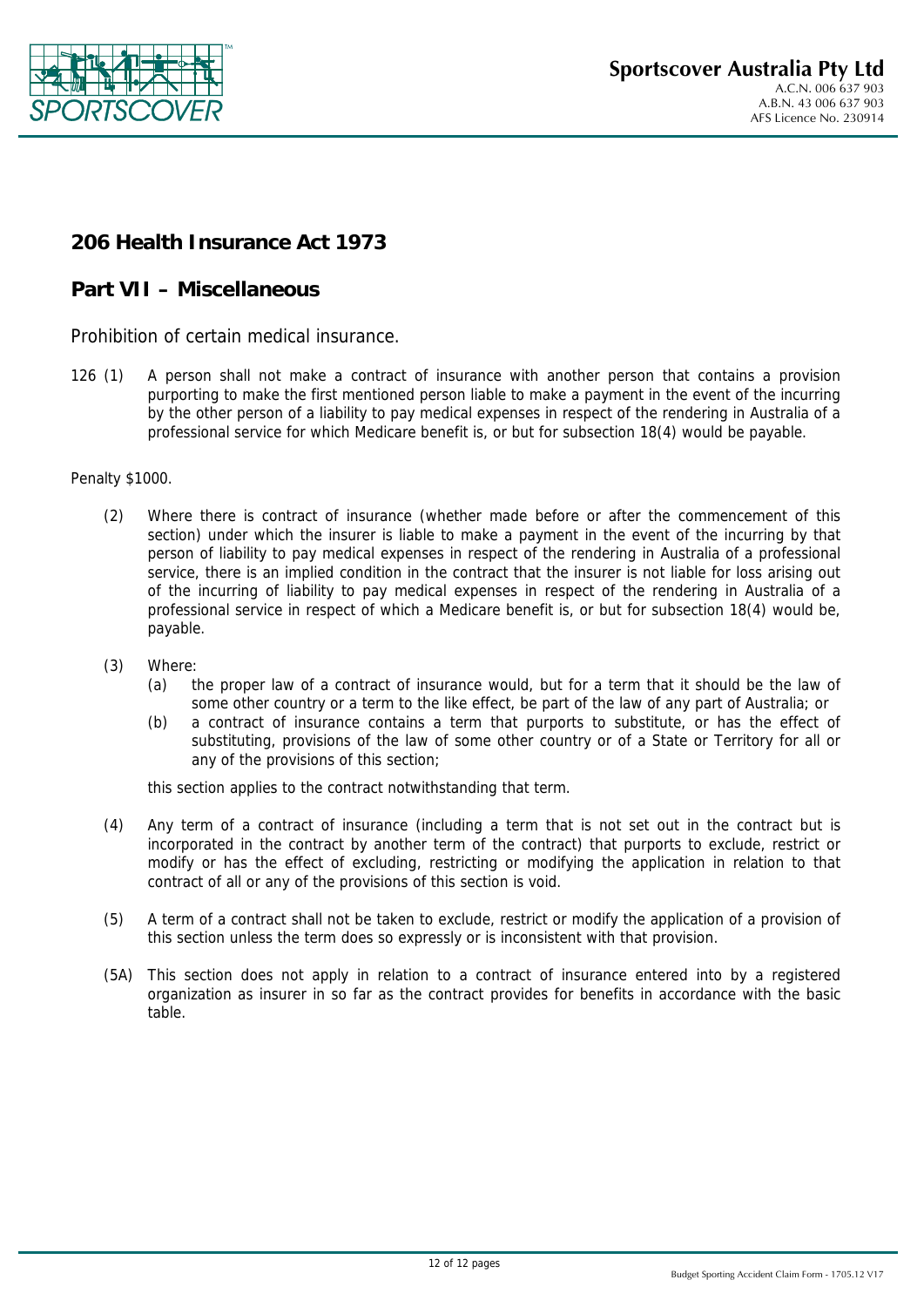## 206 Health Insurance Act 1973

## Part VII – Miscellaneous

Prohibition of certain medical insurance.

126 (1) A person shall not make a contract of insurance with another person that contains a provision purporting to make the first mentioned person liable to make a payment in the event of the incurring by the other person of a liability to pay medical expenses in respect of the rendering in Australia of a professional service for which Medicare benefit is, or but for subsection 18(4) would be payable.

Penalty $1000.

(2) Where there is contract of insurance (whether made before or after the commencement of this section) under which the insurer is liable to make a payment in the event of the incurring by that person of liability to pay medical expenses in respect of the rendering in Australia of a professional service, there is an implied condition in the contract that the insurer is not liable for loss arising out of the incurring of liability to pay medical expenses in respect of the rendering in Australia of a professional service in respect of which a Medicare benefit is, or but for subsection 18(4) would be, payable.

(3) Where:

(a) the proper law of a contract of insurance would, but for a term that it should be the law of some other country or a term to the like effect, be part of the law of any part of Australia; or

(b) a contract of insurance contains a term that purports to substitute, or has the effect of substituting, provisions of the law of some other country or of a State or Territory for all or any of the provisions of this section;

this section applies to the contract notwithstanding that term.

(4) Any term of a contract of insurance (including a term that is not set out in the contract but is incorporated in the contract by another term of the contract) that purports to exclude, restrict or modify or has the effect of excluding, restricting or modifying the application in relation to that contract of all or any of the provisions of this section is void.

(5) A term of a contract shall not be taken to exclude, restrict or modify the application of a provision of this section unless the term does so expressly or is inconsistent with that provision.

(5A) This section does not apply in relation to a contract of insurance entered into by a registered organization as insurer in so far as the contract provides for benefits in accordance with the basic table.